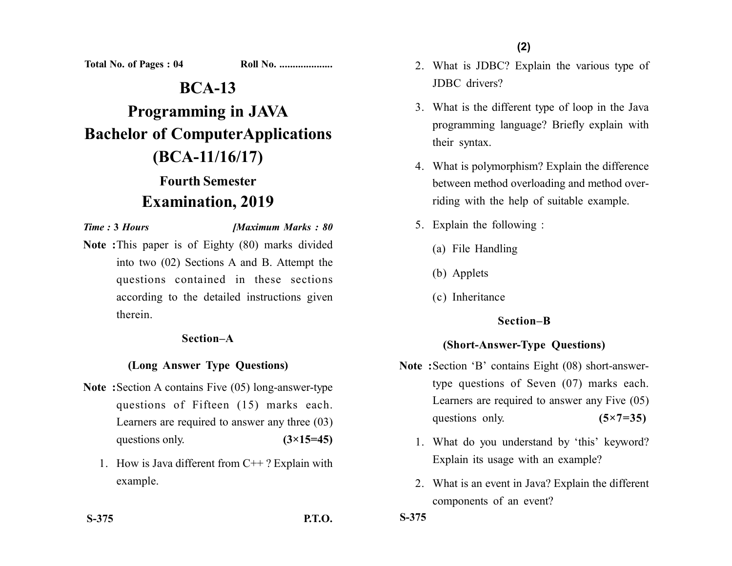Total No. of Pages : 04 Roll No. ....................

# BCA-13

# Programming in JAVA

# Bachelor of ComputerApplications (BCA-11/16/17)

## Fourth Semester

## Examination, 2019

*Time :* **3** *Hours* *[Maximum Marks : 80*

**Note :** This paper is of Eighty (80) marks divided into two (02) Sections A and B. Attempt the questions contained in these sections according to the detailed instructions given therein.

### Section–A

### (Long Answer Type Questions)

**Note :** Section A contains Five (05) long-answer-type questions of Fifteen (15) marks each. Learners are required to answer any three (03) questions only. **(3×15=45)**

1. How is Java different from C++ ? Explain with example.

2. What is JDBC? Explain the various type of JDBC drivers?

3. What is the different type of loop in the Java programming language? Briefly explain with their syntax.

4. What is polymorphism? Explain the difference between method overloading and method overriding with the help of suitable example.

5. Explain the following :

   (a) File Handling

   (b) Applets

   (c) Inheritance

### Section–B

### (Short-Answer-Type Questions)

**Note :** Section 'B' contains Eight (08) short-answer-type questions of Seven (07) marks each. Learners are required to answer any Five (05) questions only. **(5×7=35)**

1. What do you understand by 'this' keyword? Explain its usage with an example?

2. What is an event in Java? Explain the different components of an event?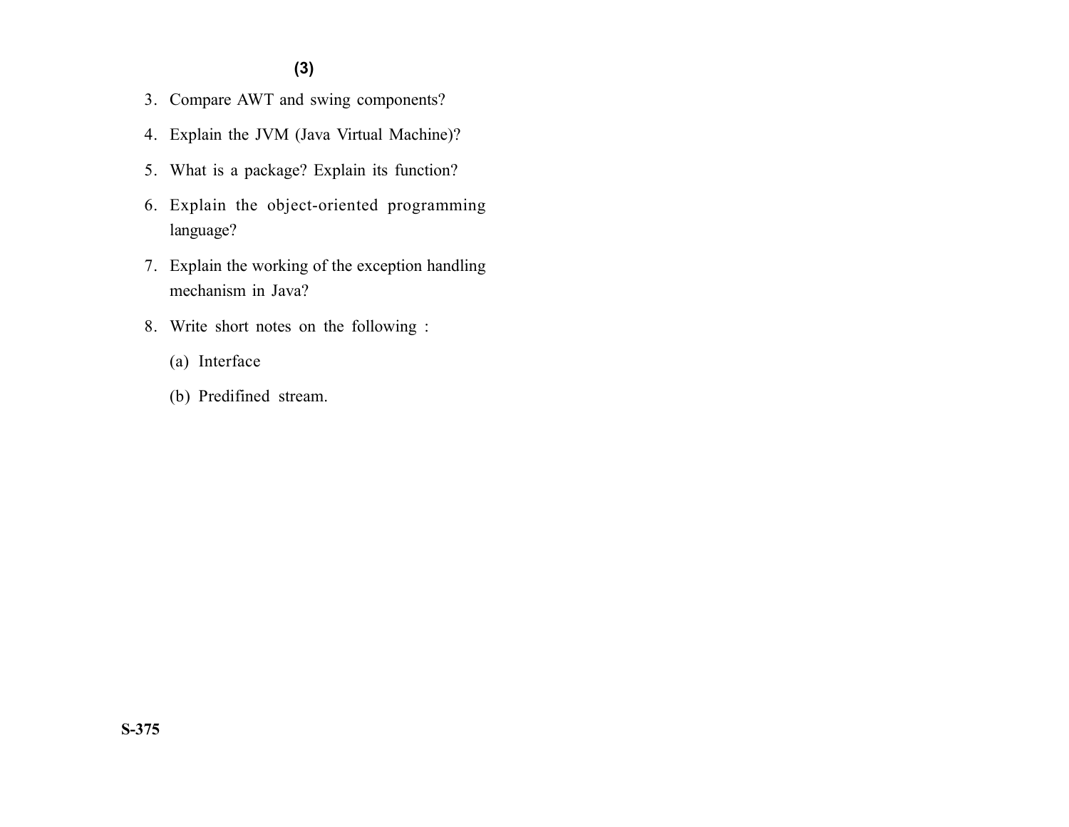3. Compare AWT and swing components?

4. Explain the JVM (Java Virtual Machine)?

5. What is a package? Explain its function?

6. Explain the object-oriented programming language?

7. Explain the working of the exception handling mechanism in Java?

8. Write short notes on the following :

   (a) Interface

   (b) Predifined stream.

S-375